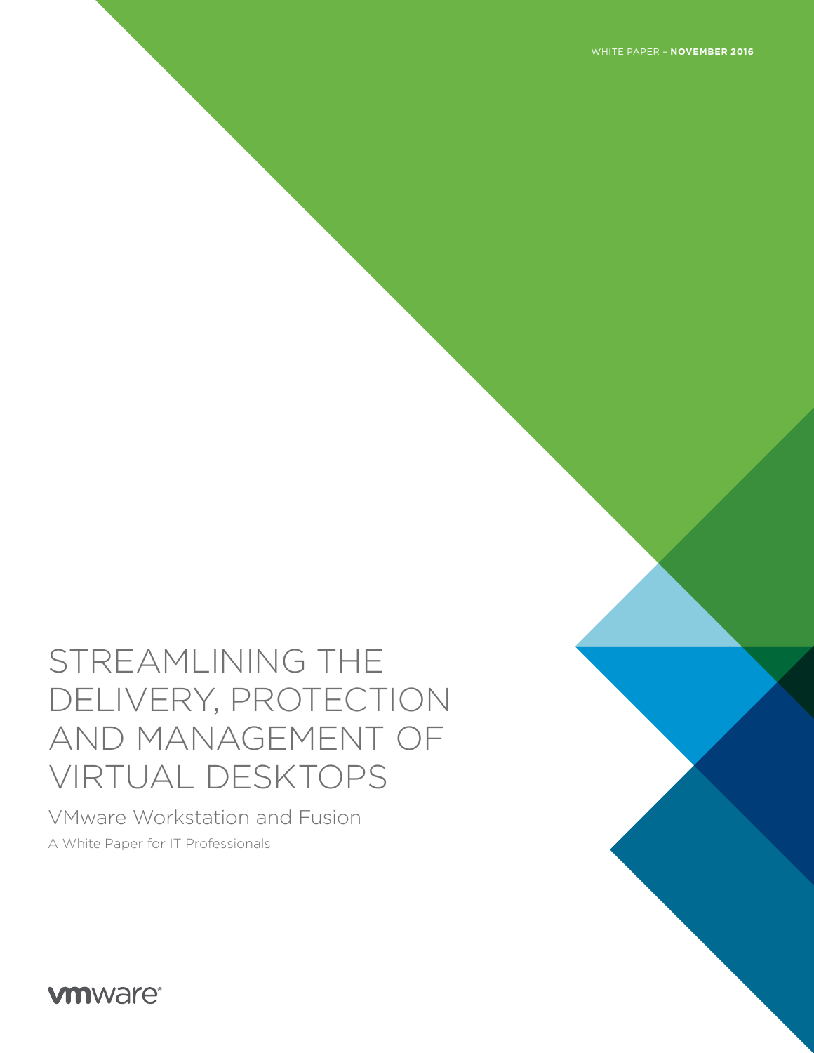WHITE PAPER – **NOVEMBER 2016**

# STREAMLINING THE DELIVERY, PROTECTION AND MANAGEMENT OF VIRTUAL DESKTOPS

## VMware Workstation and Fusion

A White Paper for IT Professionals

vmware®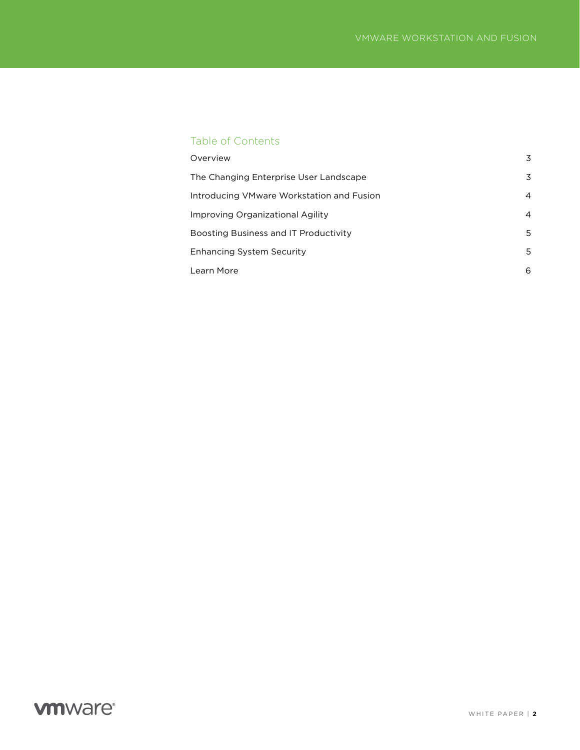## Table of Contents

| | |
|---|---|
| Overview | 3 |
| The Changing Enterprise User Landscape | 3 |
| Introducing VMware Workstation and Fusion | 4 |
| Improving Organizational Agility | 4 |
| Boosting Business and IT Productivity | 5 |
| Enhancing System Security | 5 |
| Learn More | 6 |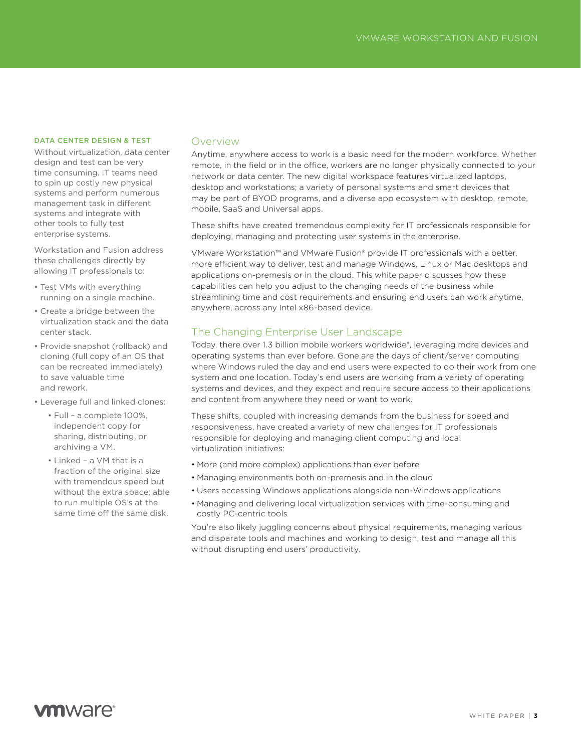### DATA CENTER DESIGN & TEST

Without virtualization, data center design and test can be very time consuming. IT teams need to spin up costly new physical systems and perform numerous management task in different systems and integrate with other tools to fully test enterprise systems.

Workstation and Fusion address these challenges directly by allowing IT professionals to:

- Test VMs with everything running on a single machine.
- Create a bridge between the virtualization stack and the data center stack.
- Provide snapshot (rollback) and cloning (full copy of an OS that can be recreated immediately) to save valuable time and rework.
- Leverage full and linked clones:
  - Full – a complete 100%, independent copy for sharing, distributing, or archiving a VM.
  - Linked – a VM that is a fraction of the original size with tremendous speed but without the extra space; able to run multiple OS's at the same time off the same disk.

## Overview

Anytime, anywhere access to work is a basic need for the modern workforce. Whether remote, in the field or in the office, workers are no longer physically connected to your network or data center. The new digital workspace features virtualized laptops, desktop and workstations; a variety of personal systems and smart devices that may be part of BYOD programs, and a diverse app ecosystem with desktop, remote, mobile, SaaS and Universal apps.

These shifts have created tremendous complexity for IT professionals responsible for deploying, managing and protecting user systems in the enterprise.

VMware Workstation™ and VMware Fusion® provide IT professionals with a better, more efficient way to deliver, test and manage Windows, Linux or Mac desktops and applications on-premesis or in the cloud. This white paper discusses how these capabilities can help you adjust to the changing needs of the business while streamlining time and cost requirements and ensuring end users can work anytime, anywhere, across any Intel x86-based device.

## The Changing Enterprise User Landscape

Today, there over 1.3 billion mobile workers worldwide*, leveraging more devices and operating systems than ever before. Gone are the days of client/server computing where Windows ruled the day and end users were expected to do their work from one system and one location. Today's end users are working from a variety of operating systems and devices, and they expect and require secure access to their applications and content from anywhere they need or want to work.

These shifts, coupled with increasing demands from the business for speed and responsiveness, have created a variety of new challenges for IT professionals responsible for deploying and managing client computing and local virtualization initiatives:

- More (and more complex) applications than ever before
- Managing environments both on-premesis and in the cloud
- Users accessing Windows applications alongside non-Windows applications
- Managing and delivering local virtualization services with time-consuming and costly PC-centric tools

You're also likely juggling concerns about physical requirements, managing various and disparate tools and machines and working to design, test and manage all this without disrupting end users' productivity.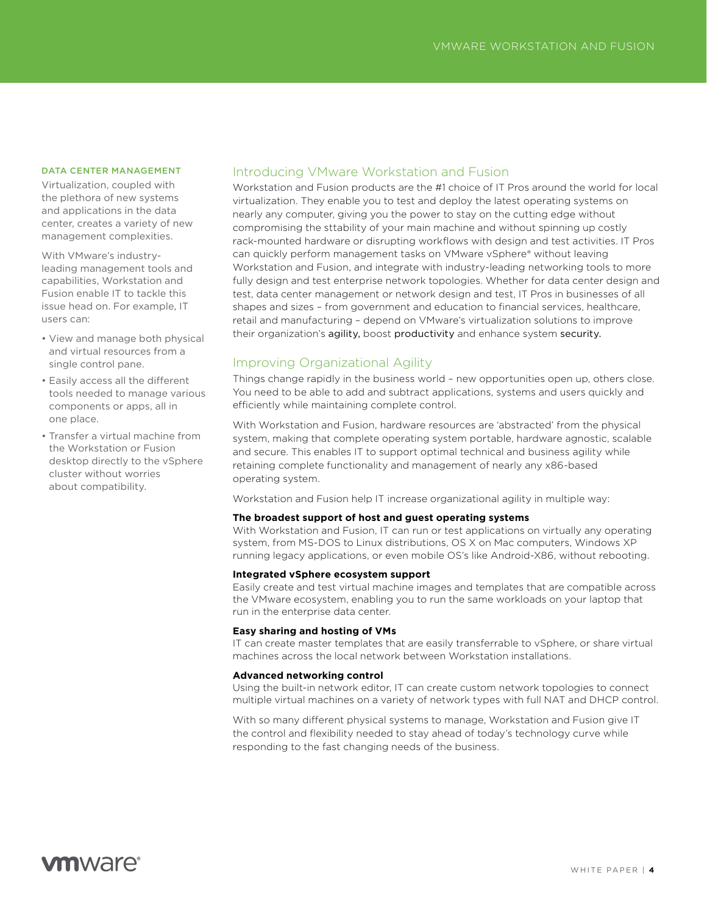## Introducing VMware Workstation and Fusion

Workstation and Fusion products are the #1 choice of IT Pros around the world for local virtualization. They enable you to test and deploy the latest operating systems on nearly any computer, giving you the power to stay on the cutting edge without compromising the sttability of your main machine and without spinning up costly rack-mounted hardware or disrupting workflows with design and test activities. IT Pros can quickly perform management tasks on VMware vSphere® without leaving Workstation and Fusion, and integrate with industry-leading networking tools to more fully design and test enterprise network topologies. Whether for data center design and test, data center management or network design and test, IT Pros in businesses of all shapes and sizes – from government and education to financial services, healthcare, retail and manufacturing – depend on VMware's virtualization solutions to improve their organization's agility, boost productivity and enhance system security.

## Improving Organizational Agility

Things change rapidly in the business world – new opportunities open up, others close. You need to be able to add and subtract applications, systems and users quickly and efficiently while maintaining complete control.

With Workstation and Fusion, hardware resources are 'abstracted' from the physical system, making that complete operating system portable, hardware agnostic, scalable and secure. This enables IT to support optimal technical and business agility while retaining complete functionality and management of nearly any x86-based operating system.

Workstation and Fusion help IT increase organizational agility in multiple way:

**The broadest support of host and guest operating systems**
With Workstation and Fusion, IT can run or test applications on virtually any operating system, from MS-DOS to Linux distributions, OS X on Mac computers, Windows XP running legacy applications, or even mobile OS's like Android-X86, without rebooting.

**Integrated vSphere ecosystem support**
Easily create and test virtual machine images and templates that are compatible across the VMware ecosystem, enabling you to run the same workloads on your laptop that run in the enterprise data center.

**Easy sharing and hosting of VMs**
IT can create master templates that are easily transferrable to vSphere, or share virtual machines across the local network between Workstation installations.

**Advanced networking control**
Using the built-in network editor, IT can create custom network topologies to connect multiple virtual machines on a variety of network types with full NAT and DHCP control.

With so many different physical systems to manage, Workstation and Fusion give IT the control and flexibility needed to stay ahead of today's technology curve while responding to the fast changing needs of the business.

### DATA CENTER MANAGEMENT

Virtualization, coupled with the plethora of new systems and applications in the data center, creates a variety of new management complexities.

With VMware's industry-leading management tools and capabilities, Workstation and Fusion enable IT to tackle this issue head on. For example, IT users can:

- View and manage both physical and virtual resources from a single control pane.
- Easily access all the different tools needed to manage various components or apps, all in one place.
- Transfer a virtual machine from the Workstation or Fusion desktop directly to the vSphere cluster without worries about compatibility.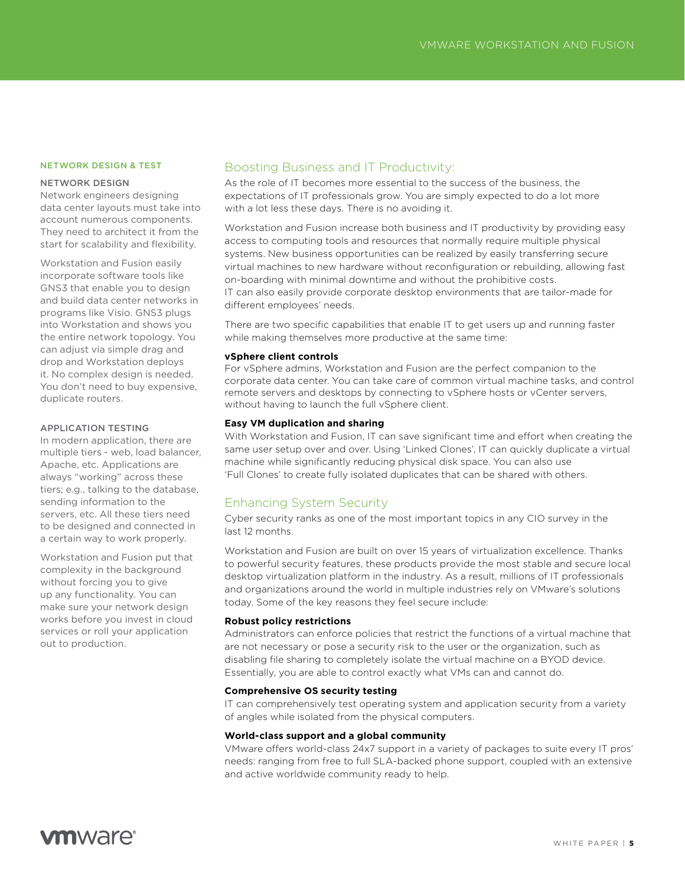## NETWORK DESIGN & TEST

### NETWORK DESIGN

Network engineers designing data center layouts must take into account numerous components. They need to architect it from the start for scalability and flexibility.

Workstation and Fusion easily incorporate software tools like GNS3 that enable you to design and build data center networks in programs like Visio. GNS3 plugs into Workstation and shows you the entire network topology. You can adjust via simple drag and drop and Workstation deploys it. No complex design is needed. You don't need to buy expensive, duplicate routers.

### APPLICATION TESTING

In modern application, there are multiple tiers - web, load balancer, Apache, etc. Applications are always "working" across these tiers; e.g., talking to the database, sending information to the servers, etc. All these tiers need to be designed and connected in a certain way to work properly.

Workstation and Fusion put that complexity in the background without forcing you to give up any functionality. You can make sure your network design works before you invest in cloud services or roll your application out to production.

## Boosting Business and IT Productivity:

As the role of IT becomes more essential to the success of the business, the expectations of IT professionals grow. You are simply expected to do a lot more with a lot less these days. There is no avoiding it.

Workstation and Fusion increase both business and IT productivity by providing easy access to computing tools and resources that normally require multiple physical systems. New business opportunities can be realized by easily transferring secure virtual machines to new hardware without reconfiguration or rebuilding, allowing fast on-boarding with minimal downtime and without the prohibitive costs. IT can also easily provide corporate desktop environments that are tailor-made for different employees' needs.

There are two specific capabilities that enable IT to get users up and running faster while making themselves more productive at the same time:

**vSphere client controls**

For vSphere admins, Workstation and Fusion are the perfect companion to the corporate data center. You can take care of common virtual machine tasks, and control remote servers and desktops by connecting to vSphere hosts or vCenter servers, without having to launch the full vSphere client.

**Easy VM duplication and sharing**

With Workstation and Fusion, IT can save significant time and effort when creating the same user setup over and over. Using 'Linked Clones', IT can quickly duplicate a virtual machine while significantly reducing physical disk space. You can also use 'Full Clones' to create fully isolated duplicates that can be shared with others.

## Enhancing System Security

Cyber security ranks as one of the most important topics in any CIO survey in the last 12 months.

Workstation and Fusion are built on over 15 years of virtualization excellence. Thanks to powerful security features, these products provide the most stable and secure local desktop virtualization platform in the industry. As a result, millions of IT professionals and organizations around the world in multiple industries rely on VMware's solutions today. Some of the key reasons they feel secure include:

**Robust policy restrictions**

Administrators can enforce policies that restrict the functions of a virtual machine that are not necessary or pose a security risk to the user or the organization, such as disabling file sharing to completely isolate the virtual machine on a BYOD device. Essentially, you are able to control exactly what VMs can and cannot do.

**Comprehensive OS security testing**

IT can comprehensively test operating system and application security from a variety of angles while isolated from the physical computers.

**World-class support and a global community**

VMware offers world-class 24x7 support in a variety of packages to suite every IT pros' needs: ranging from free to full SLA-backed phone support, coupled with an extensive and active worldwide community ready to help.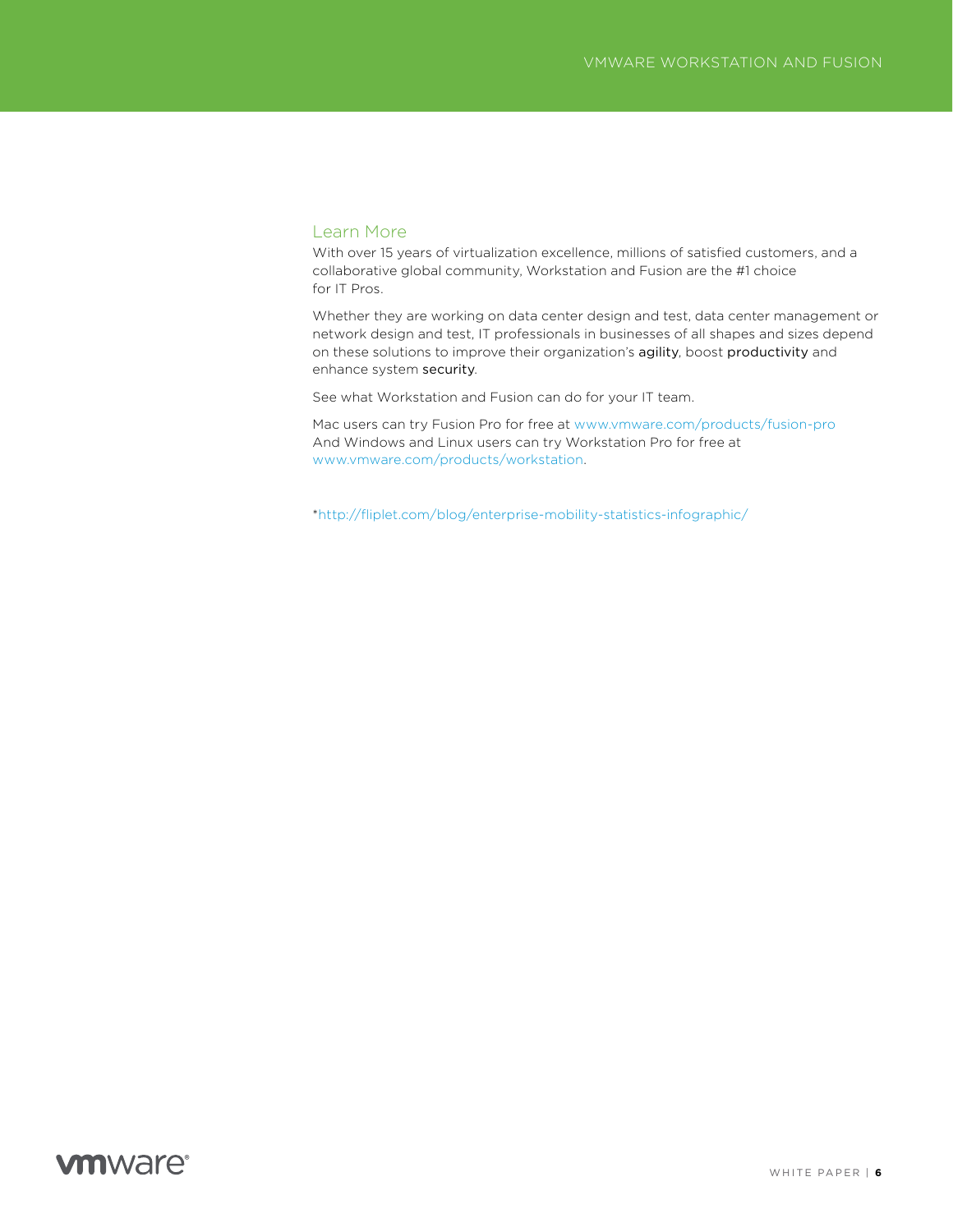## Learn More

With over 15 years of virtualization excellence, millions of satisfied customers, and a collaborative global community, Workstation and Fusion are the #1 choice for IT Pros.

Whether they are working on data center design and test, data center management or network design and test, IT professionals in businesses of all shapes and sizes depend on these solutions to improve their organization's agility, boost productivity and enhance system security.

See what Workstation and Fusion can do for your IT team.

Mac users can try Fusion Pro for free at www.vmware.com/products/fusion-pro
And Windows and Linux users can try Workstation Pro for free at www.vmware.com/products/workstation.

*http://fliplet.com/blog/enterprise-mobility-statistics-infographic/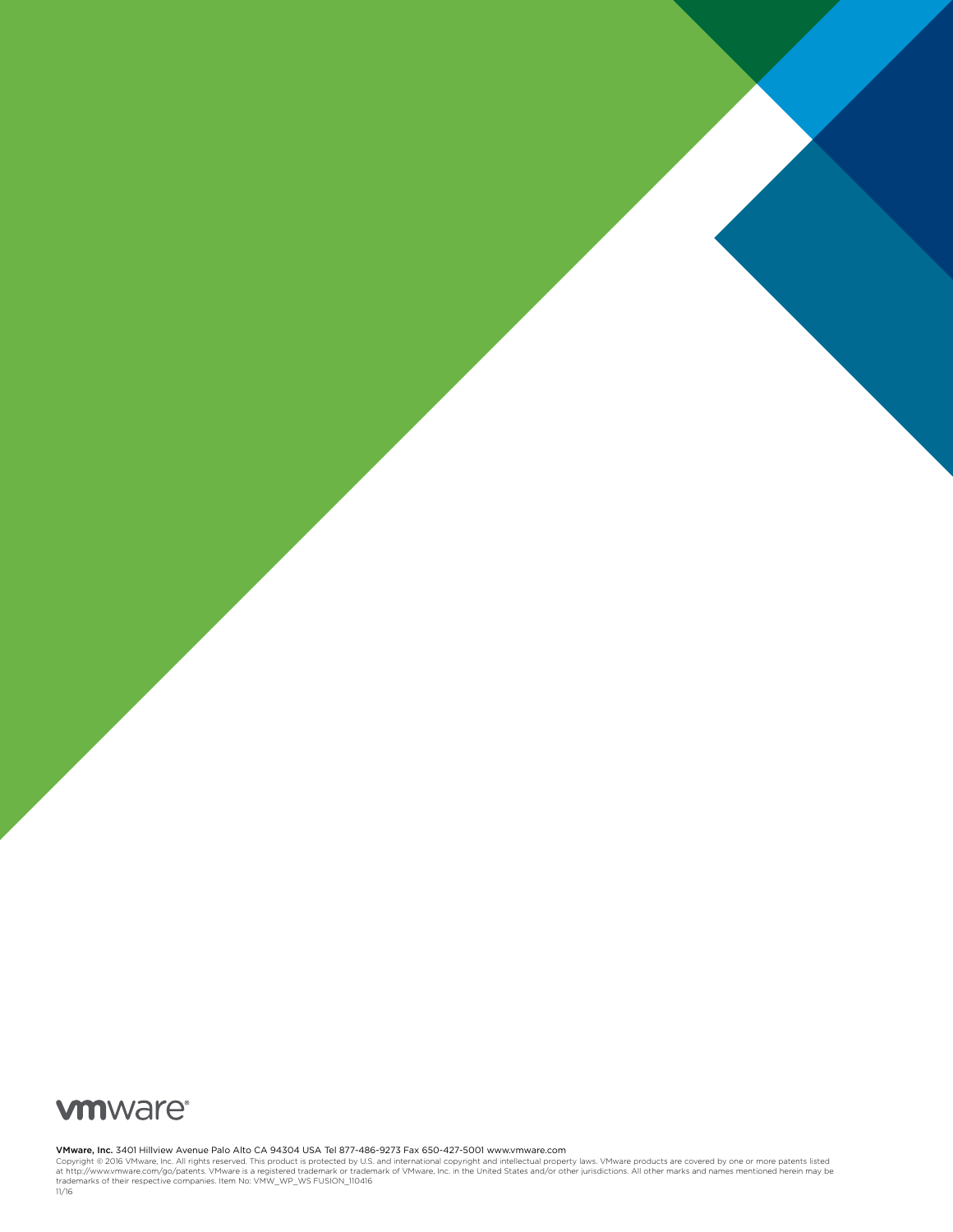**VMware, Inc.** 3401 Hillview Avenue Palo Alto CA 94304 USA Tel 877-486-9273 Fax 650-427-5001 www.vmware.com
Copyright © 2016 VMware, Inc. All rights reserved. This product is protected by U.S. and international copyright and intellectual property laws. VMware products are covered by one or more patents listed at http://www.vmware.com/go/patents. VMware is a registered trademark or trademark of VMware, Inc. in the United States and/or other jurisdictions. All other marks and names mentioned herein may be trademarks of their respective companies. Item No: VMW_WP_WS FUSION_110416
11/16